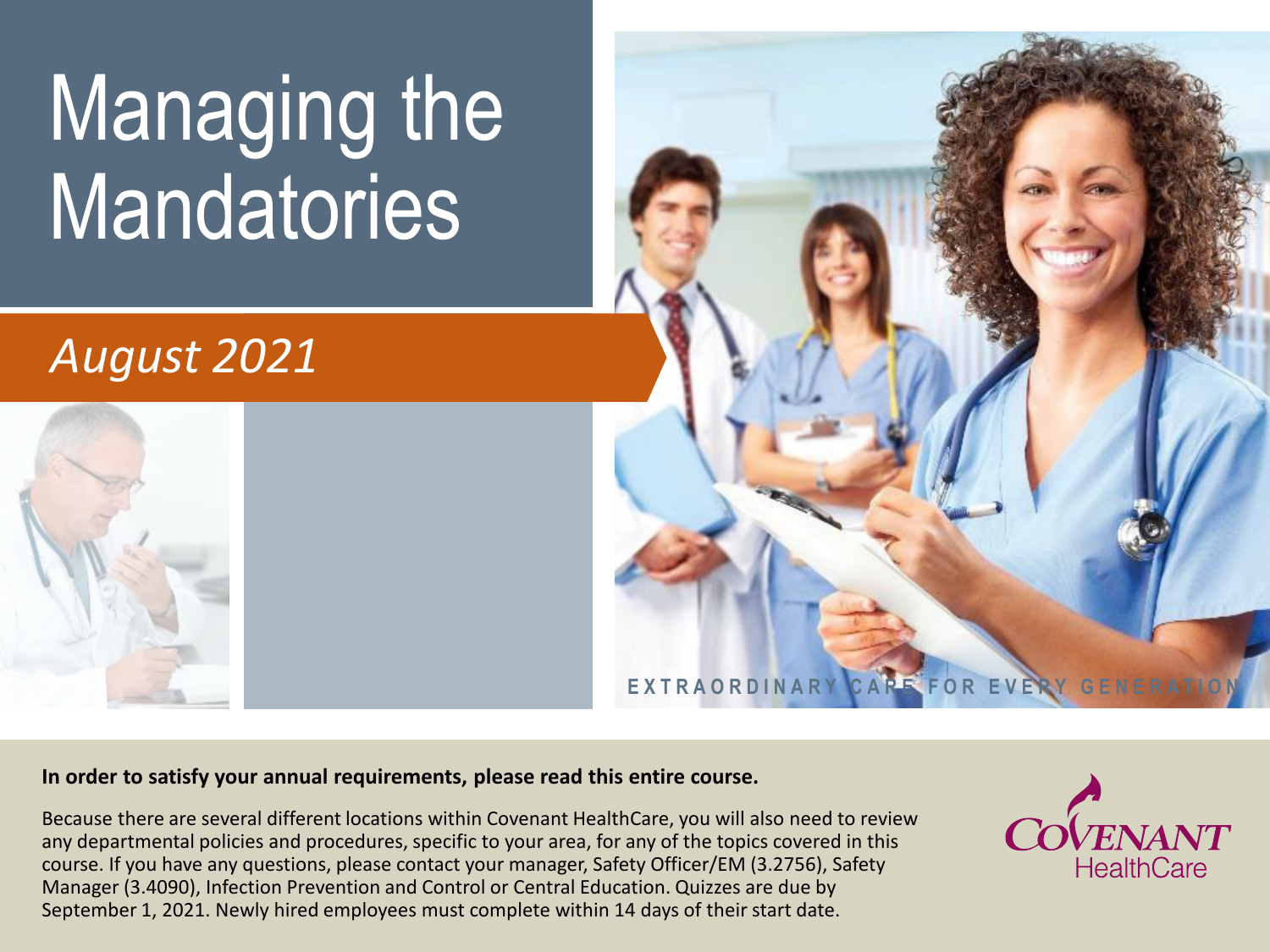# Managing the Mandatories

*August 2021*

EXTRAORDINARY CARE FOR EVERY GENERATION

**In order to satisfy your annual requirements, please read this entire course.**

Because there are several different locations within Covenant HealthCare, you will also need to review any departmental policies and procedures, specific to your area, for any of the topics covered in this course. If you have any questions, please contact your manager, Safety Officer/EM (3.2756), Safety Manager (3.4090), Infection Prevention and Control or Central Education. Quizzes are due by September 1, 2021. Newly hired employees must complete within 14 days of their start date.

Covenant HealthCare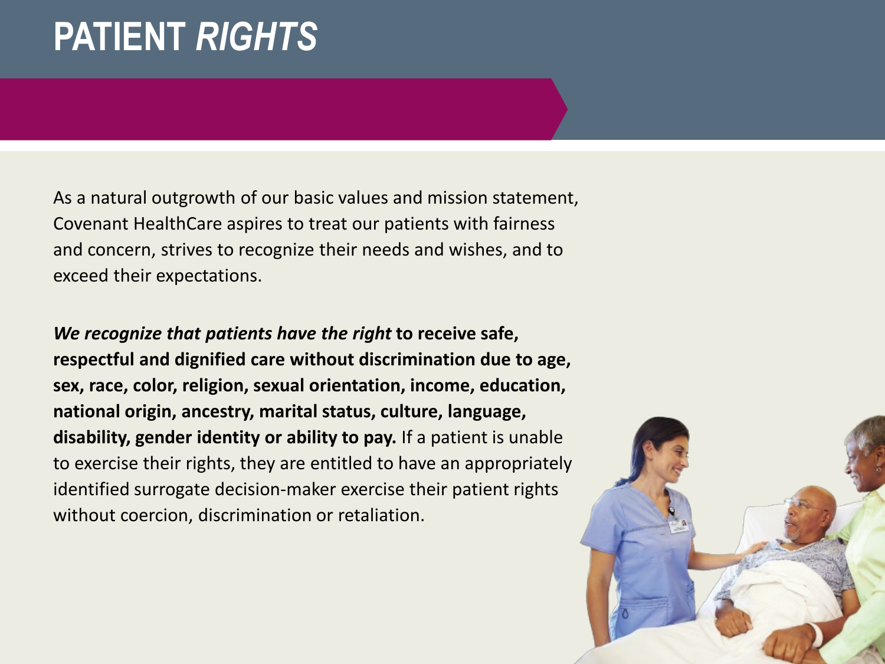# PATIENT *RIGHTS*

As a natural outgrowth of our basic values and mission statement, Covenant HealthCare aspires to treat our patients with fairness and concern, strives to recognize their needs and wishes, and to exceed their expectations.

***We recognize that patients have the right*** **to receive safe, respectful and dignified care without discrimination due to age, sex, race, color, religion, sexual orientation, income, education, national origin, ancestry, marital status, culture, language, disability, gender identity or ability to pay.** If a patient is unable to exercise their rights, they are entitled to have an appropriately identified surrogate decision-maker exercise their patient rights without coercion, discrimination or retaliation.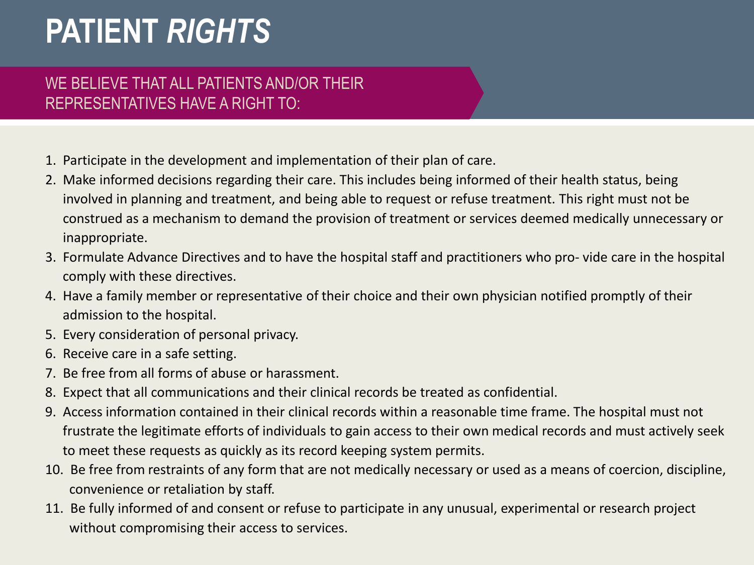# PATIENT *RIGHTS*

## WE BELIEVE THAT ALL PATIENTS AND/OR THEIR REPRESENTATIVES HAVE A RIGHT TO:

1. Participate in the development and implementation of their plan of care.
2. Make informed decisions regarding their care. This includes being informed of their health status, being involved in planning and treatment, and being able to request or refuse treatment. This right must not be construed as a mechanism to demand the provision of treatment or services deemed medically unnecessary or inappropriate.
3. Formulate Advance Directives and to have the hospital staff and practitioners who pro- vide care in the hospital comply with these directives.
4. Have a family member or representative of their choice and their own physician notified promptly of their admission to the hospital.
5. Every consideration of personal privacy.
6. Receive care in a safe setting.
7. Be free from all forms of abuse or harassment.
8. Expect that all communications and their clinical records be treated as confidential.
9. Access information contained in their clinical records within a reasonable time frame. The hospital must not frustrate the legitimate efforts of individuals to gain access to their own medical records and must actively seek to meet these requests as quickly as its record keeping system permits.
10. Be free from restraints of any form that are not medically necessary or used as a means of coercion, discipline, convenience or retaliation by staff.
11. Be fully informed of and consent or refuse to participate in any unusual, experimental or research project without compromising their access to services.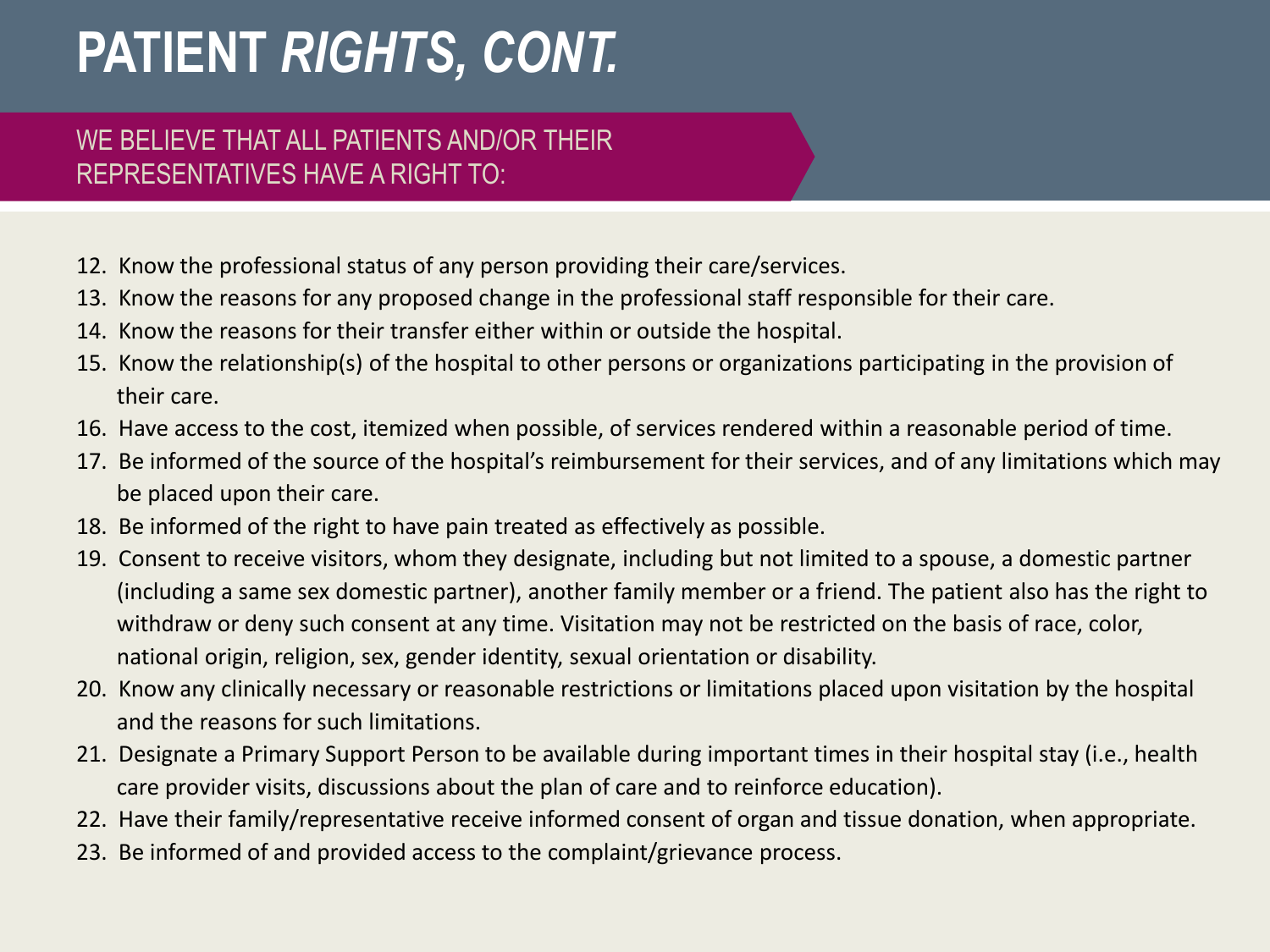# PATIENT *RIGHTS, CONT.*

## WE BELIEVE THAT ALL PATIENTS AND/OR THEIR REPRESENTATIVES HAVE A RIGHT TO:

12. Know the professional status of any person providing their care/services.
13. Know the reasons for any proposed change in the professional staff responsible for their care.
14. Know the reasons for their transfer either within or outside the hospital.
15. Know the relationship(s) of the hospital to other persons or organizations participating in the provision of their care.
16. Have access to the cost, itemized when possible, of services rendered within a reasonable period of time.
17. Be informed of the source of the hospital's reimbursement for their services, and of any limitations which may be placed upon their care.
18. Be informed of the right to have pain treated as effectively as possible.
19. Consent to receive visitors, whom they designate, including but not limited to a spouse, a domestic partner (including a same sex domestic partner), another family member or a friend. The patient also has the right to withdraw or deny such consent at any time. Visitation may not be restricted on the basis of race, color, national origin, religion, sex, gender identity, sexual orientation or disability.
20. Know any clinically necessary or reasonable restrictions or limitations placed upon visitation by the hospital and the reasons for such limitations.
21. Designate a Primary Support Person to be available during important times in their hospital stay (i.e., health care provider visits, discussions about the plan of care and to reinforce education).
22. Have their family/representative receive informed consent of organ and tissue donation, when appropriate.
23. Be informed of and provided access to the complaint/grievance process.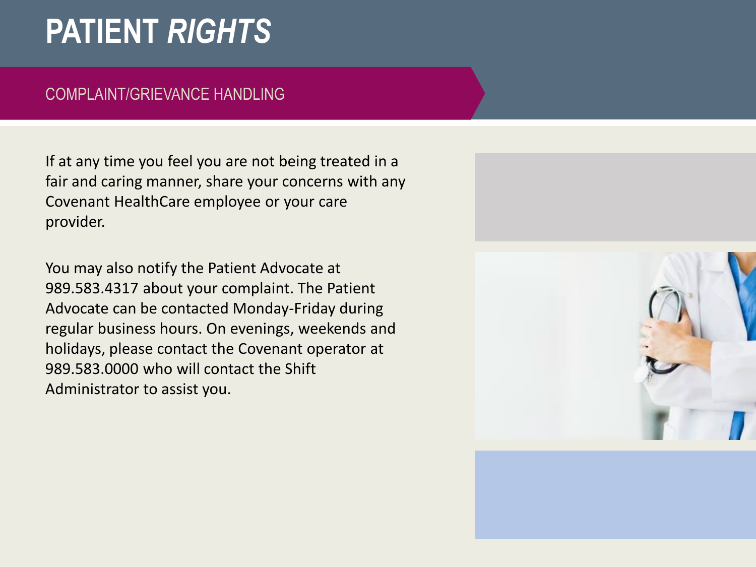# PATIENT *RIGHTS*

## COMPLAINT/GRIEVANCE HANDLING

If at any time you feel you are not being treated in a fair and caring manner, share your concerns with any Covenant HealthCare employee or your care provider.

You may also notify the Patient Advocate at 989.583.4317 about your complaint. The Patient Advocate can be contacted Monday-Friday during regular business hours. On evenings, weekends and holidays, please contact the Covenant operator at 989.583.0000 who will contact the Shift Administrator to assist you.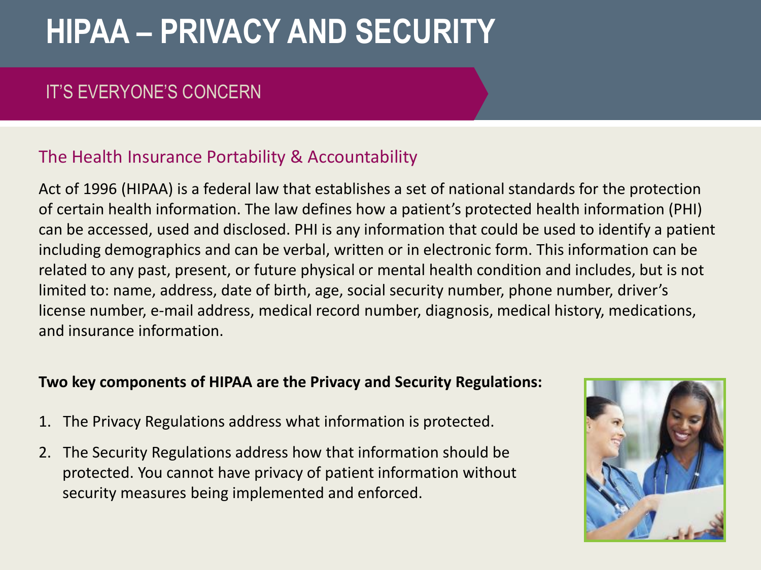# HIPAA – PRIVACY AND SECURITY

## IT'S EVERYONE'S CONCERN

### The Health Insurance Portability & Accountability

Act of 1996 (HIPAA) is a federal law that establishes a set of national standards for the protection of certain health information. The law defines how a patient's protected health information (PHI) can be accessed, used and disclosed. PHI is any information that could be used to identify a patient including demographics and can be verbal, written or in electronic form. This information can be related to any past, present, or future physical or mental health condition and includes, but is not limited to: name, address, date of birth, age, social security number, phone number, driver's license number, e-mail address, medical record number, diagnosis, medical history, medications, and insurance information.

**Two key components of HIPAA are the Privacy and Security Regulations:**

1. The Privacy Regulations address what information is protected.
2. The Security Regulations address how that information should be protected. You cannot have privacy of patient information without security measures being implemented and enforced.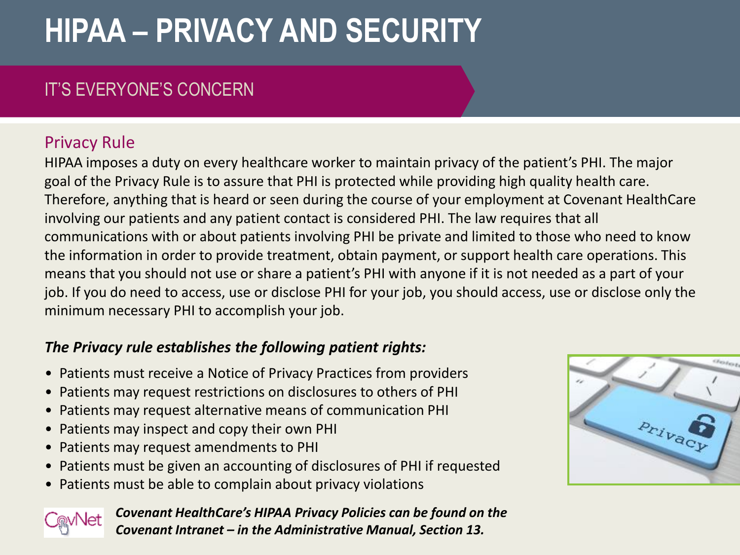# HIPAA – PRIVACY AND SECURITY

## IT'S EVERYONE'S CONCERN

### Privacy Rule

HIPAA imposes a duty on every healthcare worker to maintain privacy of the patient's PHI. The major goal of the Privacy Rule is to assure that PHI is protected while providing high quality health care. Therefore, anything that is heard or seen during the course of your employment at Covenant HealthCare involving our patients and any patient contact is considered PHI. The law requires that all communications with or about patients involving PHI be private and limited to those who need to know the information in order to provide treatment, obtain payment, or support health care operations. This means that you should not use or share a patient's PHI with anyone if it is not needed as a part of your job. If you do need to access, use or disclose PHI for your job, you should access, use or disclose only the minimum necessary PHI to accomplish your job.

***The Privacy rule establishes the following patient rights:***

- Patients must receive a Notice of Privacy Practices from providers
- Patients may request restrictions on disclosures to others of PHI
- Patients may request alternative means of communication PHI
- Patients may inspect and copy their own PHI
- Patients may request amendments to PHI
- Patients must be given an accounting of disclosures of PHI if requested
- Patients must be able to complain about privacy violations

***Covenant HealthCare's HIPAA Privacy Policies can be found on the Covenant Intranet – in the Administrative Manual, Section 13.***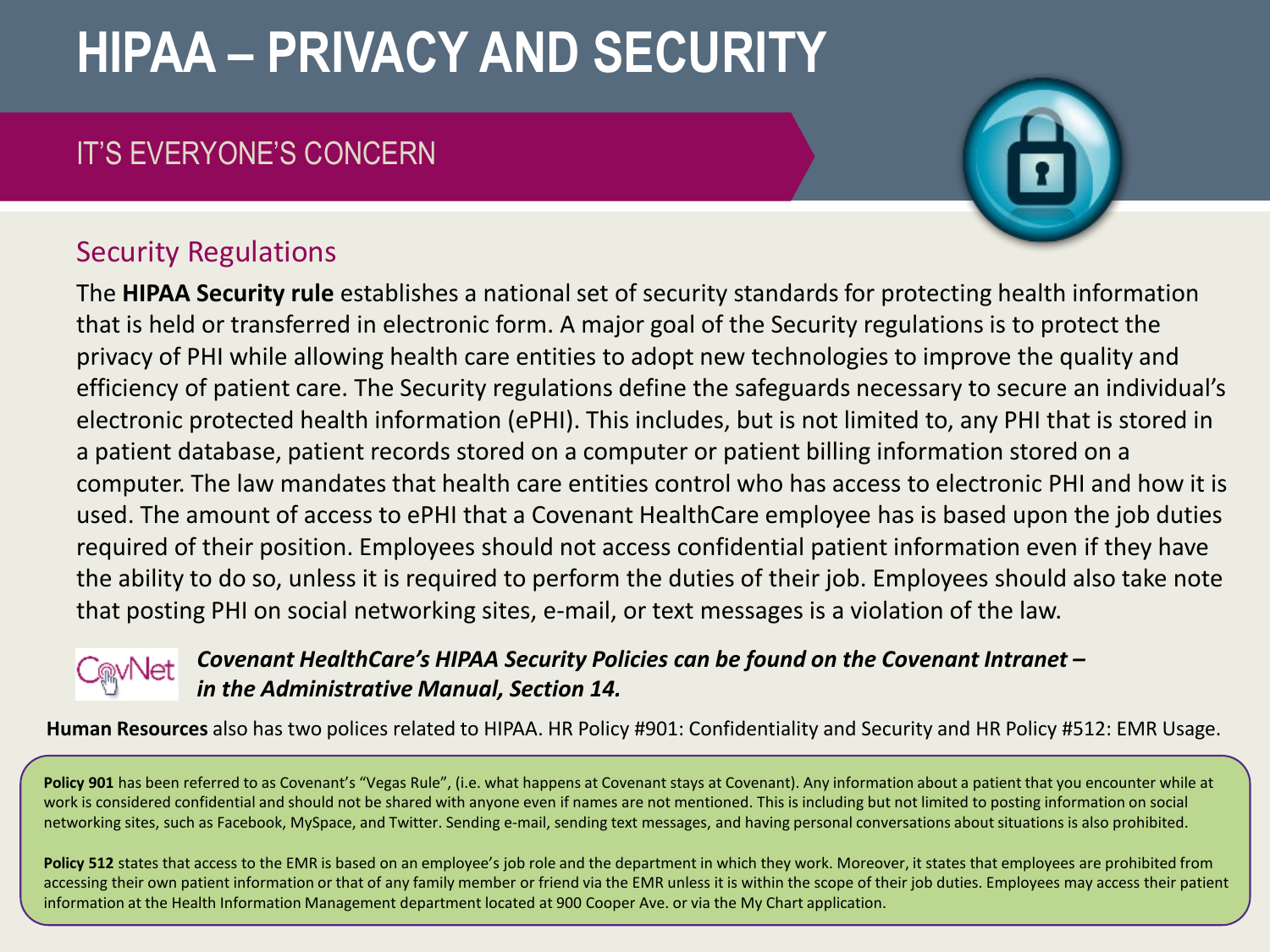# HIPAA – PRIVACY AND SECURITY

## IT'S EVERYONE'S CONCERN

### Security Regulations

The **HIPAA Security rule** establishes a national set of security standards for protecting health information that is held or transferred in electronic form. A major goal of the Security regulations is to protect the privacy of PHI while allowing health care entities to adopt new technologies to improve the quality and efficiency of patient care. The Security regulations define the safeguards necessary to secure an individual's electronic protected health information (ePHI). This includes, but is not limited to, any PHI that is stored in a patient database, patient records stored on a computer or patient billing information stored on a computer. The law mandates that health care entities control who has access to electronic PHI and how it is used. The amount of access to ePHI that a Covenant HealthCare employee has is based upon the job duties required of their position. Employees should not access confidential patient information even if they have the ability to do so, unless it is required to perform the duties of their job. Employees should also take note that posting PHI on social networking sites, e-mail, or text messages is a violation of the law.

CovNet ***Covenant HealthCare's HIPAA Security Policies can be found on the Covenant Intranet – in the Administrative Manual, Section 14.***

**Human Resources** also has two polices related to HIPAA. HR Policy #901: Confidentiality and Security and HR Policy #512: EMR Usage.

**Policy 901** has been referred to as Covenant's "Vegas Rule", (i.e. what happens at Covenant stays at Covenant). Any information about a patient that you encounter while at work is considered confidential and should not be shared with anyone even if names are not mentioned. This is including but not limited to posting information on social networking sites, such as Facebook, MySpace, and Twitter. Sending e-mail, sending text messages, and having personal conversations about situations is also prohibited.

**Policy 512** states that access to the EMR is based on an employee's job role and the department in which they work. Moreover, it states that employees are prohibited from accessing their own patient information or that of any family member or friend via the EMR unless it is within the scope of their job duties. Employees may access their patient information at the Health Information Management department located at 900 Cooper Ave. or via the My Chart application.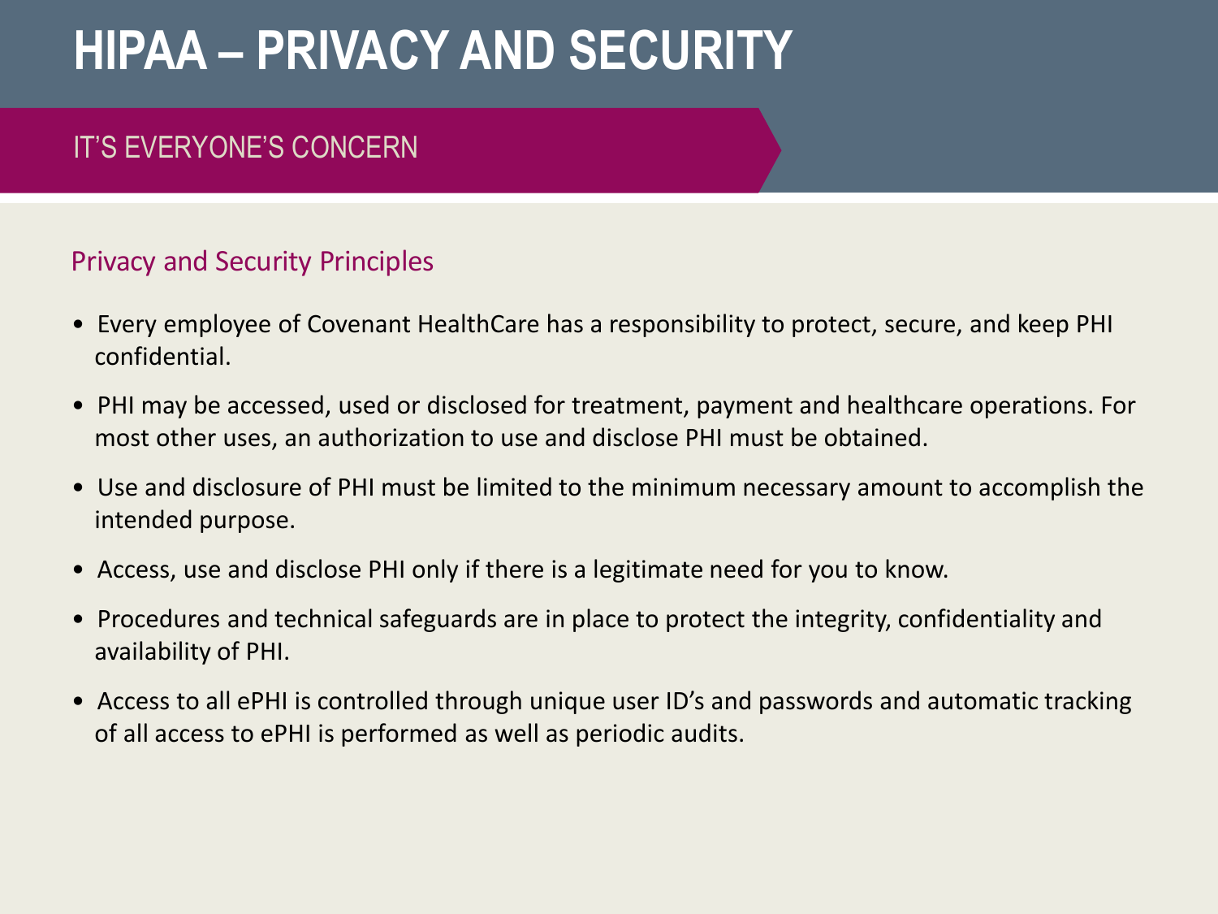# HIPAA – PRIVACY AND SECURITY

## IT'S EVERYONE'S CONCERN

### Privacy and Security Principles

- Every employee of Covenant HealthCare has a responsibility to protect, secure, and keep PHI confidential.
- PHI may be accessed, used or disclosed for treatment, payment and healthcare operations. For most other uses, an authorization to use and disclose PHI must be obtained.
- Use and disclosure of PHI must be limited to the minimum necessary amount to accomplish the intended purpose.
- Access, use and disclose PHI only if there is a legitimate need for you to know.
- Procedures and technical safeguards are in place to protect the integrity, confidentiality and availability of PHI.
- Access to all ePHI is controlled through unique user ID's and passwords and automatic tracking of all access to ePHI is performed as well as periodic audits.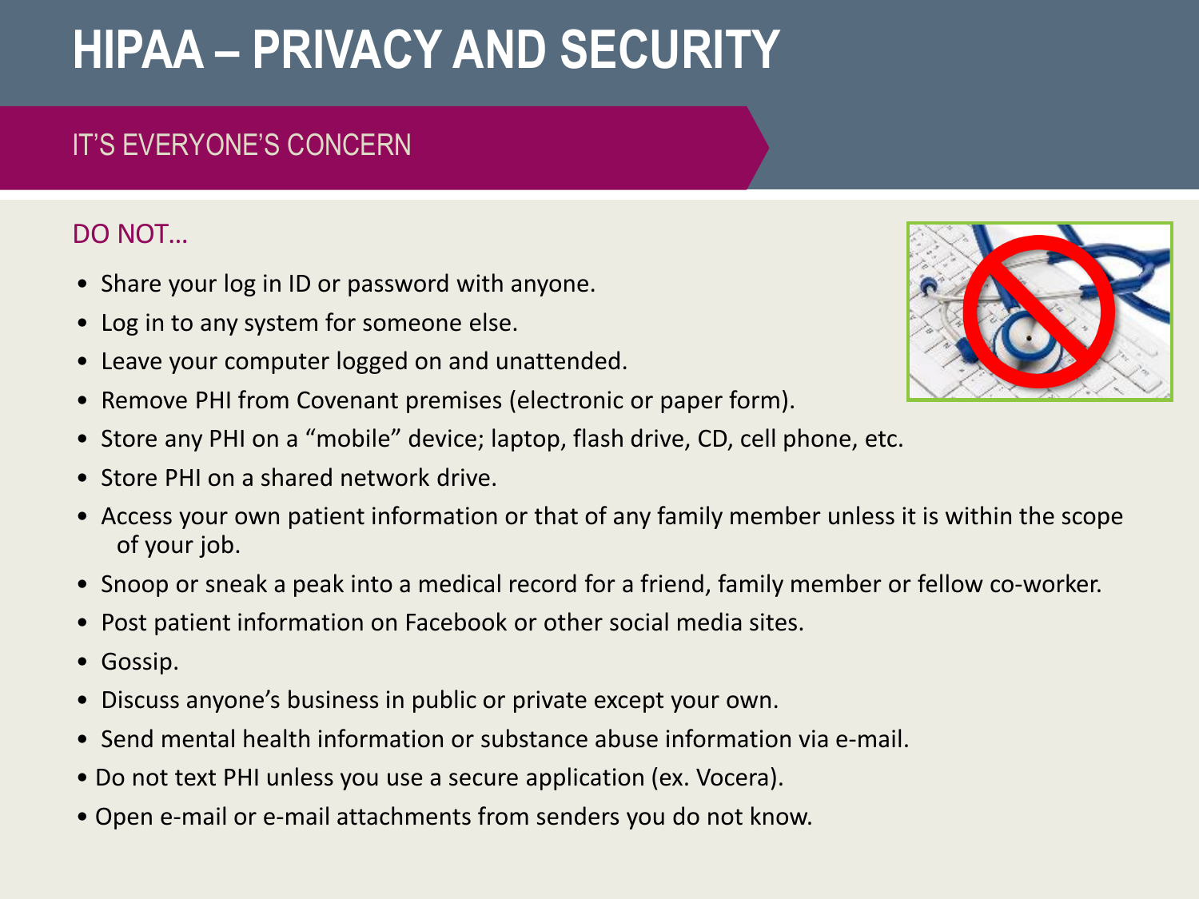# HIPAA – PRIVACY AND SECURITY

## IT'S EVERYONE'S CONCERN

### DO NOT…

- Share your log in ID or password with anyone.
- Log in to any system for someone else.
- Leave your computer logged on and unattended.
- Remove PHI from Covenant premises (electronic or paper form).
- Store any PHI on a "mobile" device; laptop, flash drive, CD, cell phone, etc.
- Store PHI on a shared network drive.
- Access your own patient information or that of any family member unless it is within the scope of your job.
- Snoop or sneak a peak into a medical record for a friend, family member or fellow co-worker.
- Post patient information on Facebook or other social media sites.
- Gossip.
- Discuss anyone's business in public or private except your own.
- Send mental health information or substance abuse information via e-mail.
- Do not text PHI unless you use a secure application (ex. Vocera).
- Open e-mail or e-mail attachments from senders you do not know.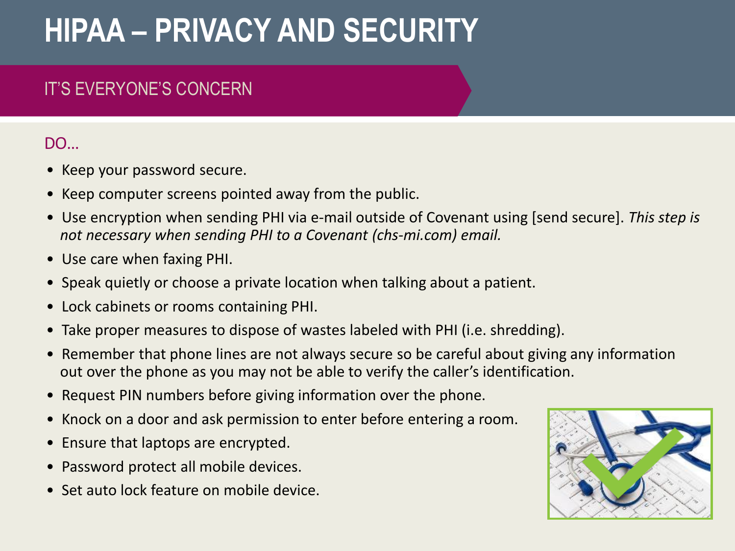# HIPAA – PRIVACY AND SECURITY

## IT'S EVERYONE'S CONCERN

### DO…

- Keep your password secure.
- Keep computer screens pointed away from the public.
- Use encryption when sending PHI via e-mail outside of Covenant using [send secure]. *This step is not necessary when sending PHI to a Covenant (chs-mi.com) email.*
- Use care when faxing PHI.
- Speak quietly or choose a private location when talking about a patient.
- Lock cabinets or rooms containing PHI.
- Take proper measures to dispose of wastes labeled with PHI (i.e. shredding).
- Remember that phone lines are not always secure so be careful about giving any information out over the phone as you may not be able to verify the caller's identification.
- Request PIN numbers before giving information over the phone.
- Knock on a door and ask permission to enter before entering a room.
- Ensure that laptops are encrypted.
- Password protect all mobile devices.
- Set auto lock feature on mobile device.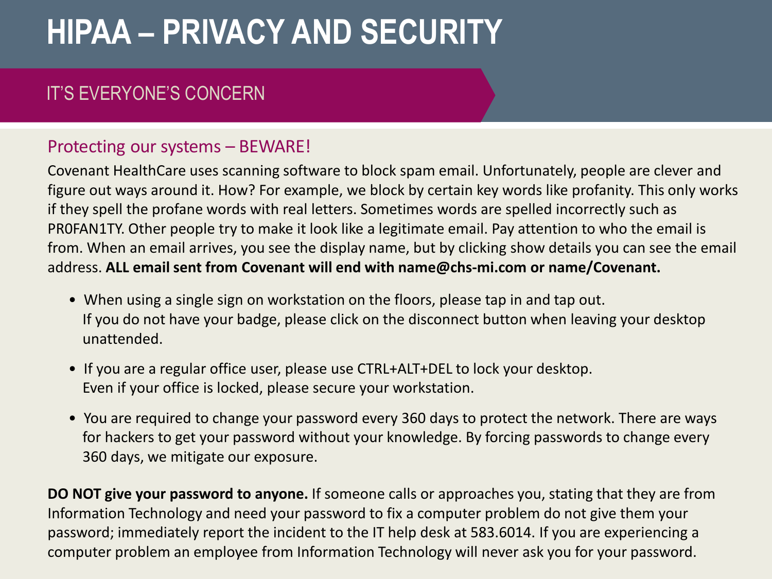# HIPAA – PRIVACY AND SECURITY

## IT'S EVERYONE'S CONCERN

### Protecting our systems – BEWARE!

Covenant HealthCare uses scanning software to block spam email. Unfortunately, people are clever and figure out ways around it. How? For example, we block by certain key words like profanity. This only works if they spell the profane words with real letters. Sometimes words are spelled incorrectly such as PR0FAN1TY. Other people try to make it look like a legitimate email. Pay attention to who the email is from. When an email arrives, you see the display name, but by clicking show details you can see the email address. **ALL email sent from Covenant will end with name@chs-mi.com or name/Covenant.**

- When using a single sign on workstation on the floors, please tap in and tap out. If you do not have your badge, please click on the disconnect button when leaving your desktop unattended.
- If you are a regular office user, please use CTRL+ALT+DEL to lock your desktop. Even if your office is locked, please secure your workstation.
- You are required to change your password every 360 days to protect the network. There are ways for hackers to get your password without your knowledge. By forcing passwords to change every 360 days, we mitigate our exposure.

**DO NOT give your password to anyone.** If someone calls or approaches you, stating that they are from Information Technology and need your password to fix a computer problem do not give them your password; immediately report the incident to the IT help desk at 583.6014. If you are experiencing a computer problem an employee from Information Technology will never ask you for your password.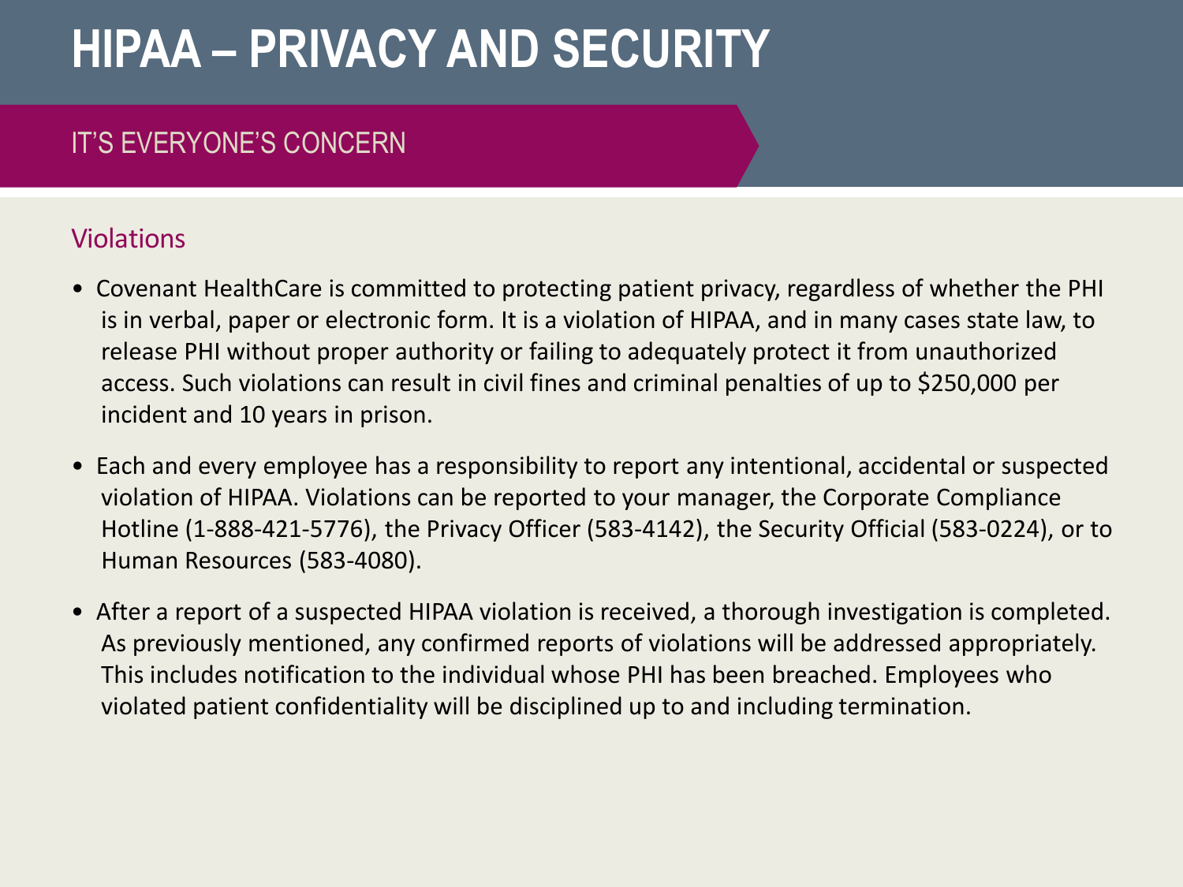# HIPAA – PRIVACY AND SECURITY

## IT'S EVERYONE'S CONCERN

### Violations

- Covenant HealthCare is committed to protecting patient privacy, regardless of whether the PHI is in verbal, paper or electronic form. It is a violation of HIPAA, and in many cases state law, to release PHI without proper authority or failing to adequately protect it from unauthorized access. Such violations can result in civil fines and criminal penalties of up to $250,000 per incident and 10 years in prison.
- Each and every employee has a responsibility to report any intentional, accidental or suspected violation of HIPAA. Violations can be reported to your manager, the Corporate Compliance Hotline (1-888-421-5776), the Privacy Officer (583-4142), the Security Official (583-0224), or to Human Resources (583-4080).
- After a report of a suspected HIPAA violation is received, a thorough investigation is completed. As previously mentioned, any confirmed reports of violations will be addressed appropriately. This includes notification to the individual whose PHI has been breached. Employees who violated patient confidentiality will be disciplined up to and including termination.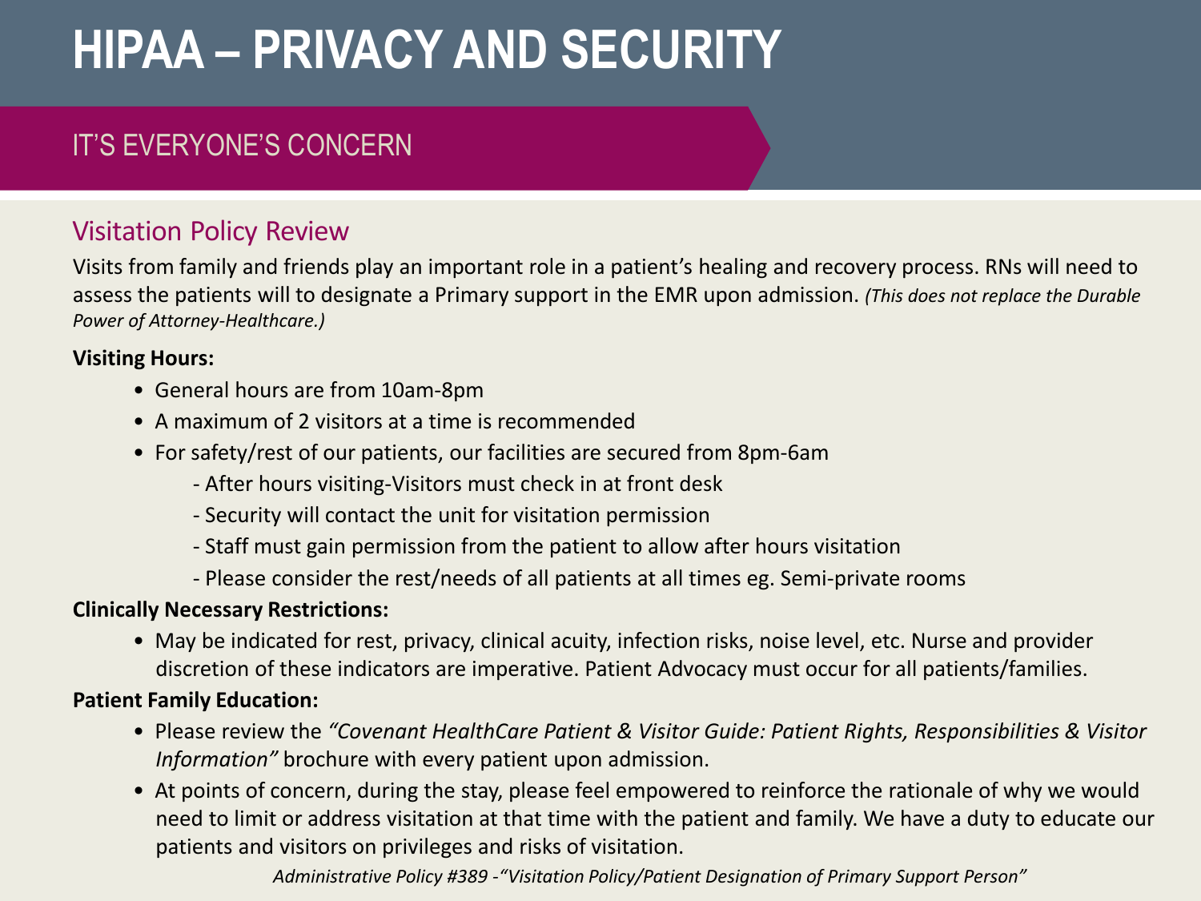# HIPAA – PRIVACY AND SECURITY

## IT'S EVERYONE'S CONCERN

### Visitation Policy Review

Visits from family and friends play an important role in a patient's healing and recovery process. RNs will need to assess the patients will to designate a Primary support in the EMR upon admission. *(This does not replace the Durable Power of Attorney-Healthcare.)*

**Visiting Hours:**

- General hours are from 10am-8pm
- A maximum of 2 visitors at a time is recommended
- For safety/rest of our patients, our facilities are secured from 8pm-6am
  - After hours visiting-Visitors must check in at front desk
  - Security will contact the unit for visitation permission
  - Staff must gain permission from the patient to allow after hours visitation
  - Please consider the rest/needs of all patients at all times eg. Semi-private rooms

**Clinically Necessary Restrictions:**

- May be indicated for rest, privacy, clinical acuity, infection risks, noise level, etc. Nurse and provider discretion of these indicators are imperative. Patient Advocacy must occur for all patients/families.

**Patient Family Education:**

- Please review the *"Covenant HealthCare Patient & Visitor Guide: Patient Rights, Responsibilities & Visitor Information"* brochure with every patient upon admission.
- At points of concern, during the stay, please feel empowered to reinforce the rationale of why we would need to limit or address visitation at that time with the patient and family. We have a duty to educate our patients and visitors on privileges and risks of visitation.

*Administrative Policy #389 -"Visitation Policy/Patient Designation of Primary Support Person"*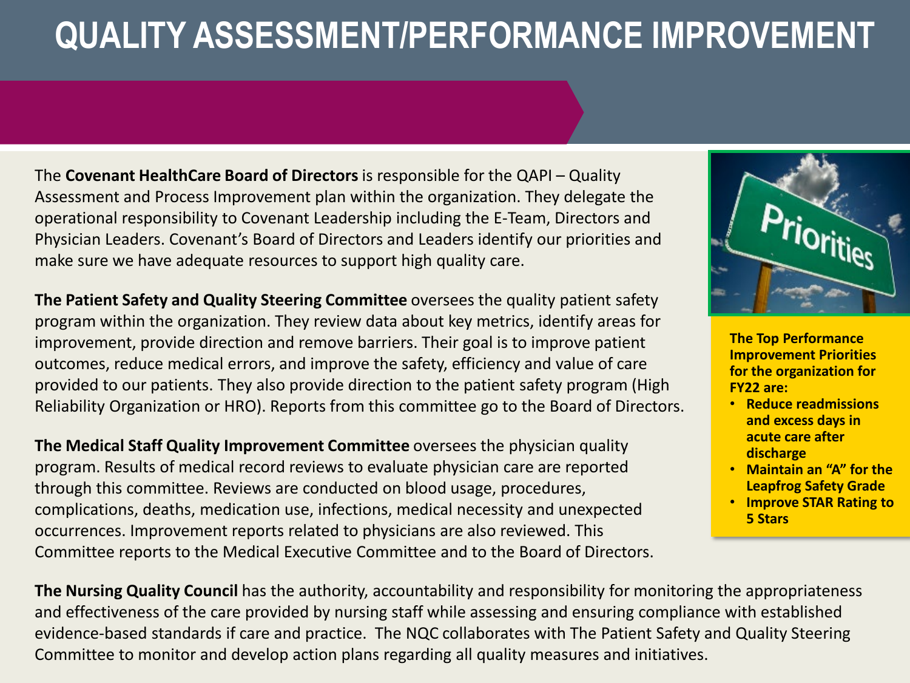# QUALITY ASSESSMENT/PERFORMANCE IMPROVEMENT

The **Covenant HealthCare Board of Directors** is responsible for the QAPI – Quality Assessment and Process Improvement plan within the organization. They delegate the operational responsibility to Covenant Leadership including the E-Team, Directors and Physician Leaders. Covenant's Board of Directors and Leaders identify our priorities and make sure we have adequate resources to support high quality care.

**The Patient Safety and Quality Steering Committee** oversees the quality patient safety program within the organization. They review data about key metrics, identify areas for improvement, provide direction and remove barriers. Their goal is to improve patient outcomes, reduce medical errors, and improve the safety, efficiency and value of care provided to our patients. They also provide direction to the patient safety program (High Reliability Organization or HRO). Reports from this committee go to the Board of Directors.

**The Medical Staff Quality Improvement Committee** oversees the physician quality program. Results of medical record reviews to evaluate physician care are reported through this committee. Reviews are conducted on blood usage, procedures, complications, deaths, medication use, infections, medical necessity and unexpected occurrences. Improvement reports related to physicians are also reviewed. This Committee reports to the Medical Executive Committee and to the Board of Directors.

**The Top Performance Improvement Priorities for the organization for FY22 are:**

- **Reduce readmissions and excess days in acute care after discharge**
- **Maintain an "A" for the Leapfrog Safety Grade**
- **Improve STAR Rating to 5 Stars**

**The Nursing Quality Council** has the authority, accountability and responsibility for monitoring the appropriateness and effectiveness of the care provided by nursing staff while assessing and ensuring compliance with established evidence-based standards if care and practice. The NQC collaborates with The Patient Safety and Quality Steering Committee to monitor and develop action plans regarding all quality measures and initiatives.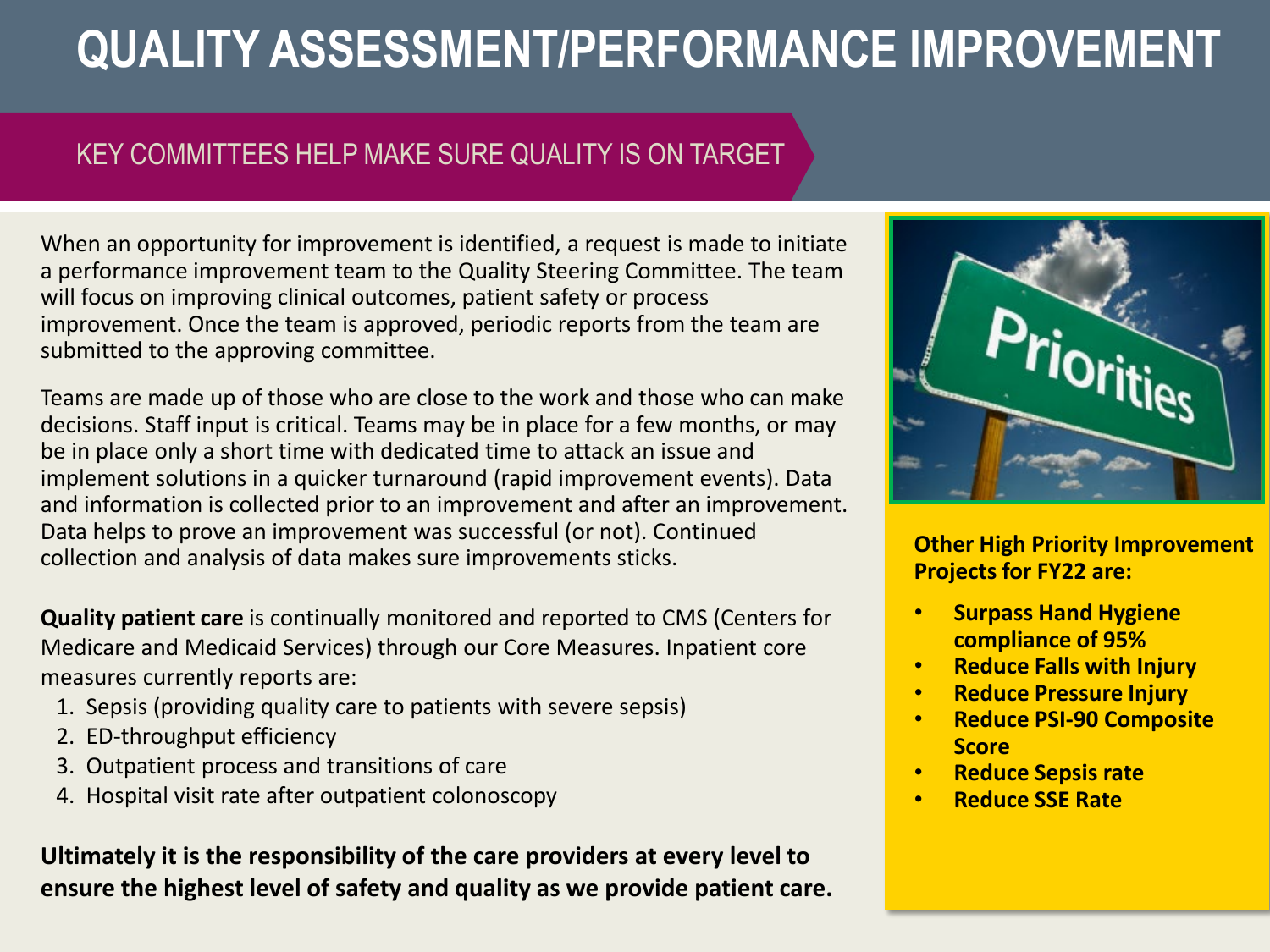# QUALITY ASSESSMENT/PERFORMANCE IMPROVEMENT

## KEY COMMITTEES HELP MAKE SURE QUALITY IS ON TARGET

When an opportunity for improvement is identified, a request is made to initiate a performance improvement team to the Quality Steering Committee. The team will focus on improving clinical outcomes, patient safety or process improvement. Once the team is approved, periodic reports from the team are submitted to the approving committee.

Teams are made up of those who are close to the work and those who can make decisions. Staff input is critical. Teams may be in place for a few months, or may be in place only a short time with dedicated time to attack an issue and implement solutions in a quicker turnaround (rapid improvement events). Data and information is collected prior to an improvement and after an improvement. Data helps to prove an improvement was successful (or not). Continued collection and analysis of data makes sure improvements sticks.

**Quality patient care** is continually monitored and reported to CMS (Centers for Medicare and Medicaid Services) through our Core Measures. Inpatient core measures currently reports are:

1. Sepsis (providing quality care to patients with severe sepsis)
2. ED-throughput efficiency
3. Outpatient process and transitions of care
4. Hospital visit rate after outpatient colonoscopy

**Ultimately it is the responsibility of the care providers at every level to ensure the highest level of safety and quality as we provide patient care.**

**Other High Priority Improvement Projects for FY22 are:**

- **Surpass Hand Hygiene compliance of 95%**
- **Reduce Falls with Injury**
- **Reduce Pressure Injury**
- **Reduce PSI-90 Composite Score**
- **Reduce Sepsis rate**
- **Reduce SSE Rate**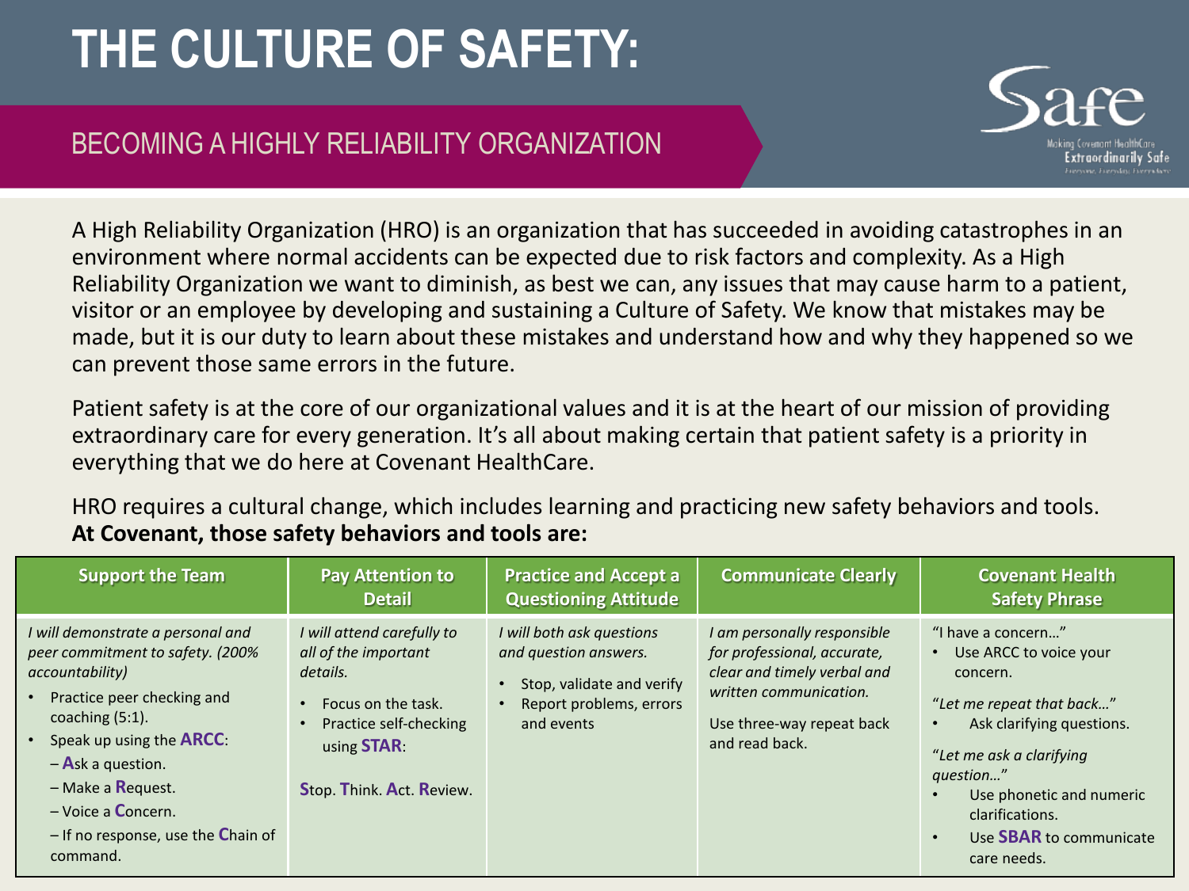# THE CULTURE OF SAFETY:

## BECOMING A HIGHLY RELIABILITY ORGANIZATION

Safe — Making Covenant HealthCare Extraordinarily Safe

A High Reliability Organization (HRO) is an organization that has succeeded in avoiding catastrophes in an environment where normal accidents can be expected due to risk factors and complexity. As a High Reliability Organization we want to diminish, as best we can, any issues that may cause harm to a patient, visitor or an employee by developing and sustaining a Culture of Safety. We know that mistakes may be made, but it is our duty to learn about these mistakes and understand how and why they happened so we can prevent those same errors in the future.

Patient safety is at the core of our organizational values and it is at the heart of our mission of providing extraordinary care for every generation. It's all about making certain that patient safety is a priority in everything that we do here at Covenant HealthCare.

HRO requires a cultural change, which includes learning and practicing new safety behaviors and tools.
**At Covenant, those safety behaviors and tools are:**

| Support the Team | Pay Attention to Detail | Practice and Accept a Questioning Attitude | Communicate Clearly | Covenant Health Safety Phrase |
|---|---|---|---|---|
| *I will demonstrate a personal and peer commitment to safety. (200% accountability)*<br>• Practice peer checking and coaching (5:1).<br>• Speak up using the **ARCC**:<br>– **A**sk a question.<br>– Make a **R**equest.<br>– Voice a **C**oncern.<br>– If no response, use the **C**hain of command. | *I will attend carefully to all of the important details.*<br>• Focus on the task.<br>• Practice self-checking using **STAR**:<br>**S**top. **T**hink. **A**ct. **R**eview. | *I will both ask questions and question answers.*<br>• Stop, validate and verify<br>• Report problems, errors and events | *I am personally responsible for professional, accurate, clear and timely verbal and written communication.*<br>Use three-way repeat back and read back. | "I have a concern…"<br>• Use ARCC to voice your concern.<br>*"Let me repeat that back…"*<br>• Ask clarifying questions.<br>*"Let me ask a clarifying question…"*<br>• Use phonetic and numeric clarifications.<br>• Use **SBAR** to communicate care needs. |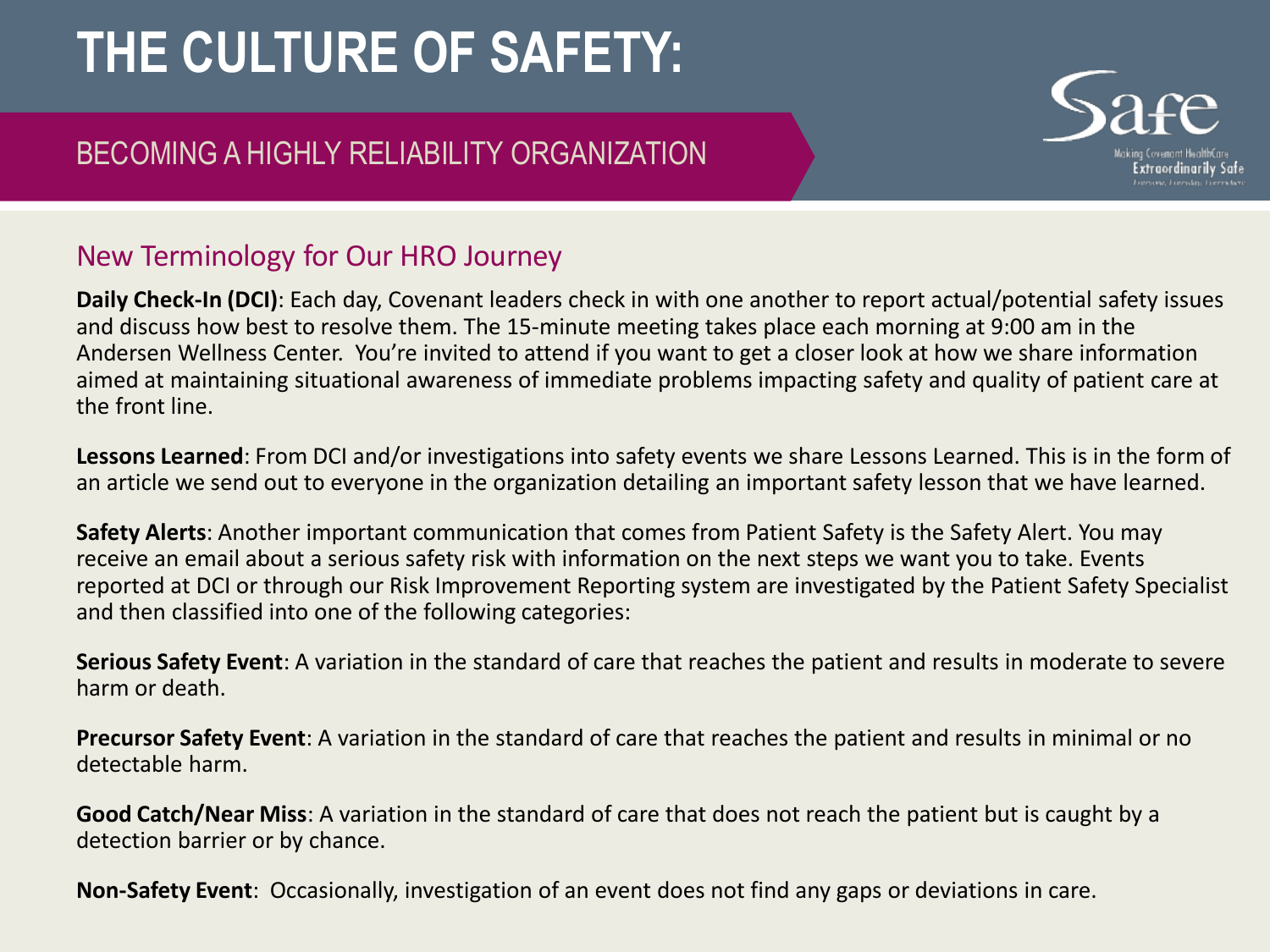# THE CULTURE OF SAFETY:

## BECOMING A HIGHLY RELIABILITY ORGANIZATION

Safe
Making Covenant HealthCare Extraordinarily Safe

### New Terminology for Our HRO Journey

**Daily Check-In (DCI)**: Each day, Covenant leaders check in with one another to report actual/potential safety issues and discuss how best to resolve them. The 15-minute meeting takes place each morning at 9:00 am in the Andersen Wellness Center. You're invited to attend if you want to get a closer look at how we share information aimed at maintaining situational awareness of immediate problems impacting safety and quality of patient care at the front line.

**Lessons Learned**: From DCI and/or investigations into safety events we share Lessons Learned. This is in the form of an article we send out to everyone in the organization detailing an important safety lesson that we have learned.

**Safety Alerts**: Another important communication that comes from Patient Safety is the Safety Alert. You may receive an email about a serious safety risk with information on the next steps we want you to take. Events reported at DCI or through our Risk Improvement Reporting system are investigated by the Patient Safety Specialist and then classified into one of the following categories:

**Serious Safety Event**: A variation in the standard of care that reaches the patient and results in moderate to severe harm or death.

**Precursor Safety Event**: A variation in the standard of care that reaches the patient and results in minimal or no detectable harm.

**Good Catch/Near Miss**: A variation in the standard of care that does not reach the patient but is caught by a detection barrier or by chance.

**Non-Safety Event**: Occasionally, investigation of an event does not find any gaps or deviations in care.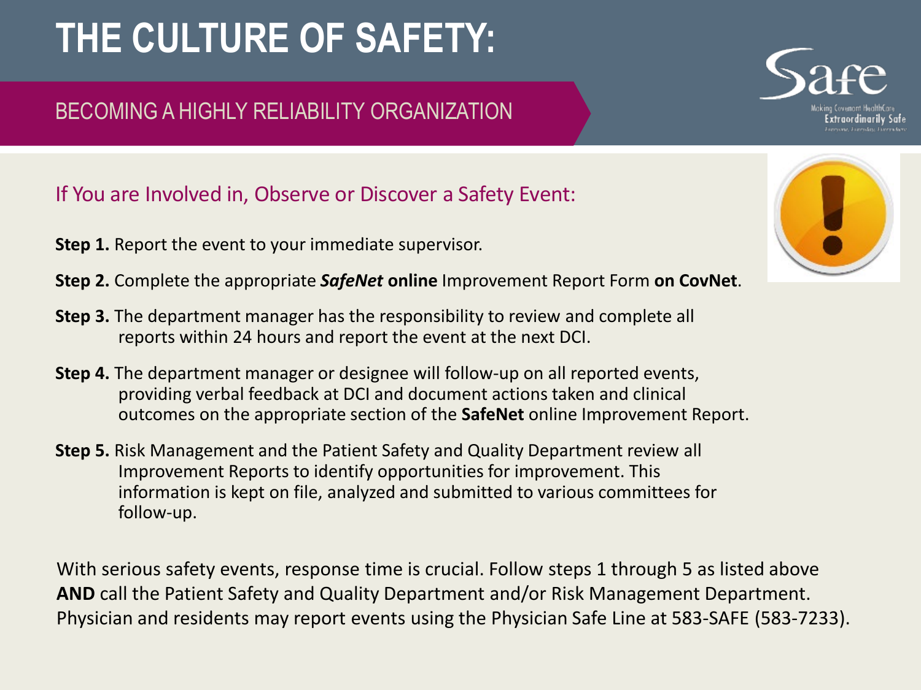# THE CULTURE OF SAFETY:

## BECOMING A HIGHLY RELIABILITY ORGANIZATION

### If You are Involved in, Observe or Discover a Safety Event:

**Step 1.** Report the event to your immediate supervisor.

**Step 2.** Complete the appropriate ***SafeNet*** **online** Improvement Report Form **on CovNet**.

**Step 3.** The department manager has the responsibility to review and complete all reports within 24 hours and report the event at the next DCI.

**Step 4.** The department manager or designee will follow-up on all reported events, providing verbal feedback at DCI and document actions taken and clinical outcomes on the appropriate section of the **SafeNet** online Improvement Report.

**Step 5.** Risk Management and the Patient Safety and Quality Department review all Improvement Reports to identify opportunities for improvement. This information is kept on file, analyzed and submitted to various committees for follow-up.

With serious safety events, response time is crucial. Follow steps 1 through 5 as listed above **AND** call the Patient Safety and Quality Department and/or Risk Management Department. Physician and residents may report events using the Physician Safe Line at 583-SAFE (583-7233).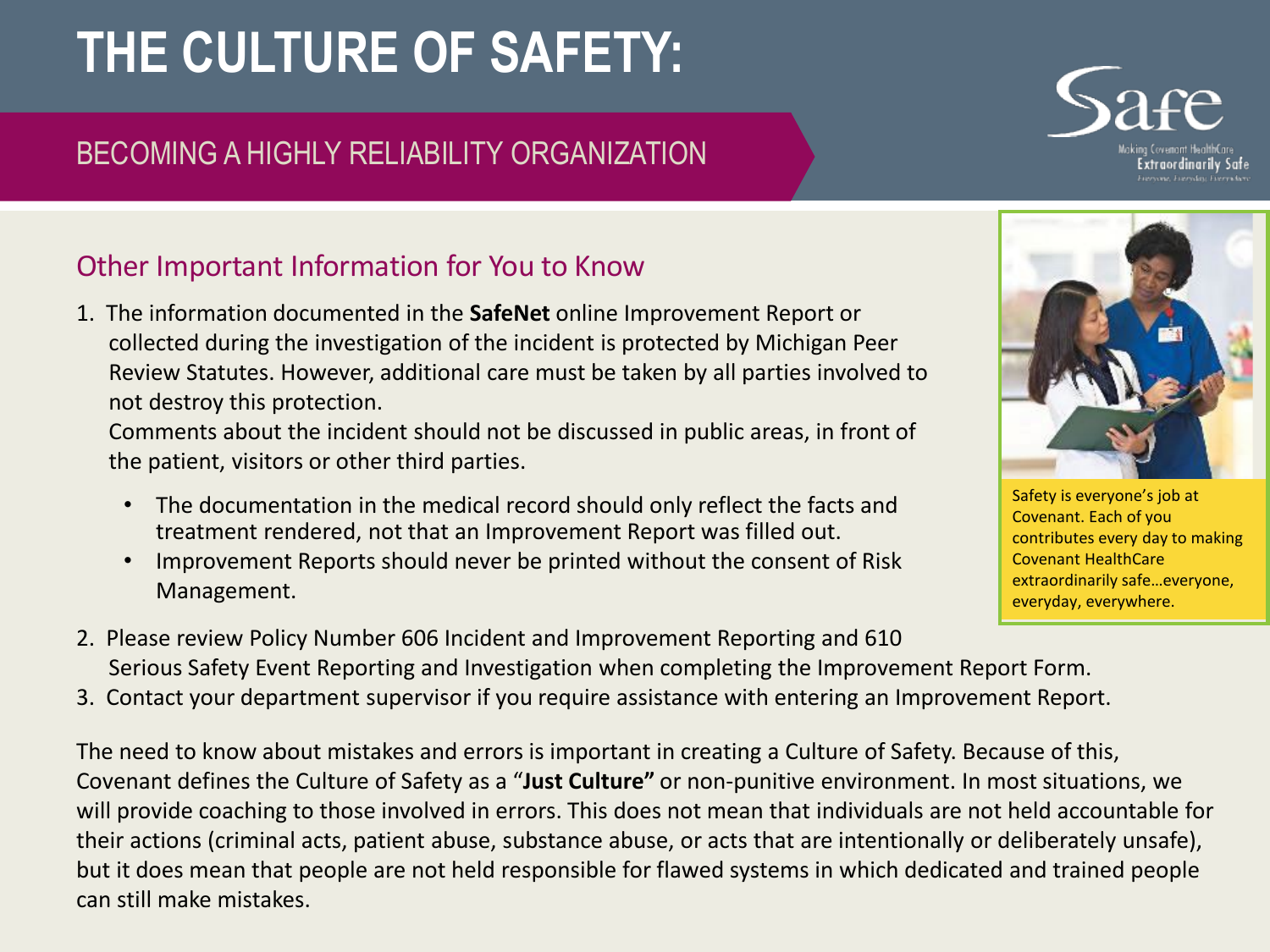# THE CULTURE OF SAFETY:

## BECOMING A HIGHLY RELIABILITY ORGANIZATION

### Other Important Information for You to Know

1. The information documented in the **SafeNet** online Improvement Report or collected during the investigation of the incident is protected by Michigan Peer Review Statutes. However, additional care must be taken by all parties involved to not destroy this protection.
   Comments about the incident should not be discussed in public areas, in front of the patient, visitors or other third parties.
   - The documentation in the medical record should only reflect the facts and treatment rendered, not that an Improvement Report was filled out.
   - Improvement Reports should never be printed without the consent of Risk Management.
2. Please review Policy Number 606 Incident and Improvement Reporting and 610 Serious Safety Event Reporting and Investigation when completing the Improvement Report Form.
3. Contact your department supervisor if you require assistance with entering an Improvement Report.

Safety is everyone's job at Covenant. Each of you contributes every day to making Covenant HealthCare extraordinarily safe…everyone, everyday, everywhere.

The need to know about mistakes and errors is important in creating a Culture of Safety. Because of this, Covenant defines the Culture of Safety as a "**Just Culture"** or non-punitive environment. In most situations, we will provide coaching to those involved in errors. This does not mean that individuals are not held accountable for their actions (criminal acts, patient abuse, substance abuse, or acts that are intentionally or deliberately unsafe), but it does mean that people are not held responsible for flawed systems in which dedicated and trained people can still make mistakes.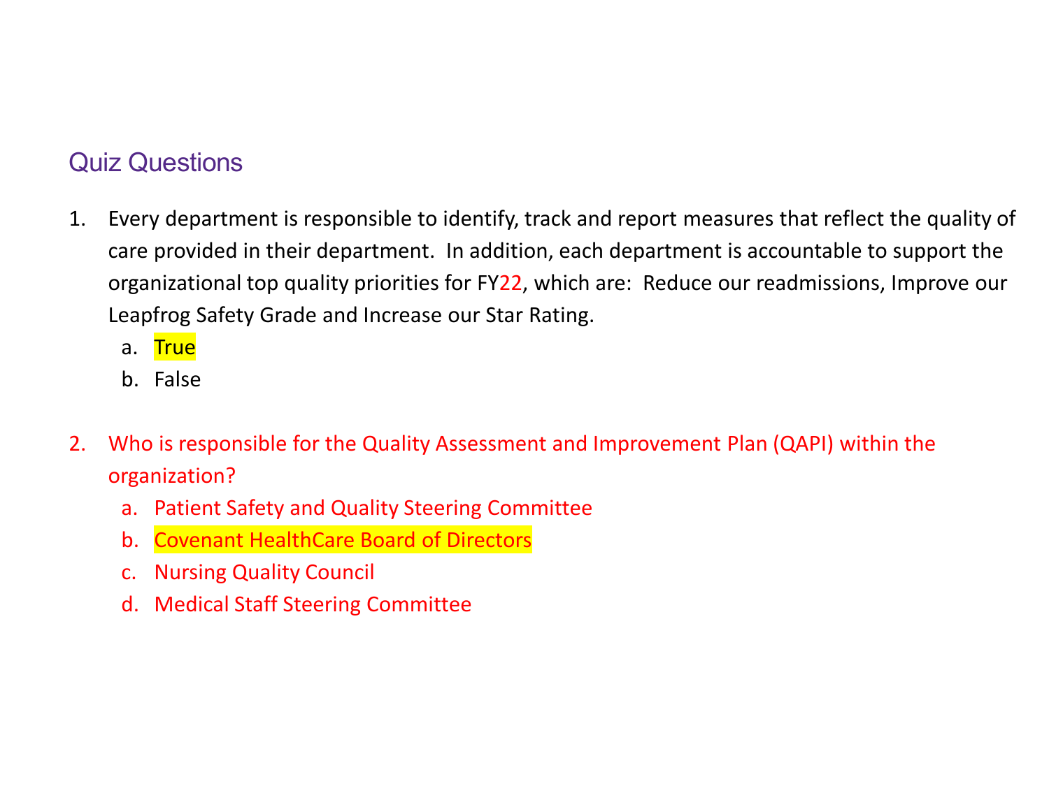## Quiz Questions

1. Every department is responsible to identify, track and report measures that reflect the quality of care provided in their department. In addition, each department is accountable to support the organizational top quality priorities for FY22, which are: Reduce our readmissions, Improve our Leapfrog Safety Grade and Increase our Star Rating.
   a. True
   b. False

2. Who is responsible for the Quality Assessment and Improvement Plan (QAPI) within the organization?
   a. Patient Safety and Quality Steering Committee
   b. Covenant HealthCare Board of Directors
   c. Nursing Quality Council
   d. Medical Staff Steering Committee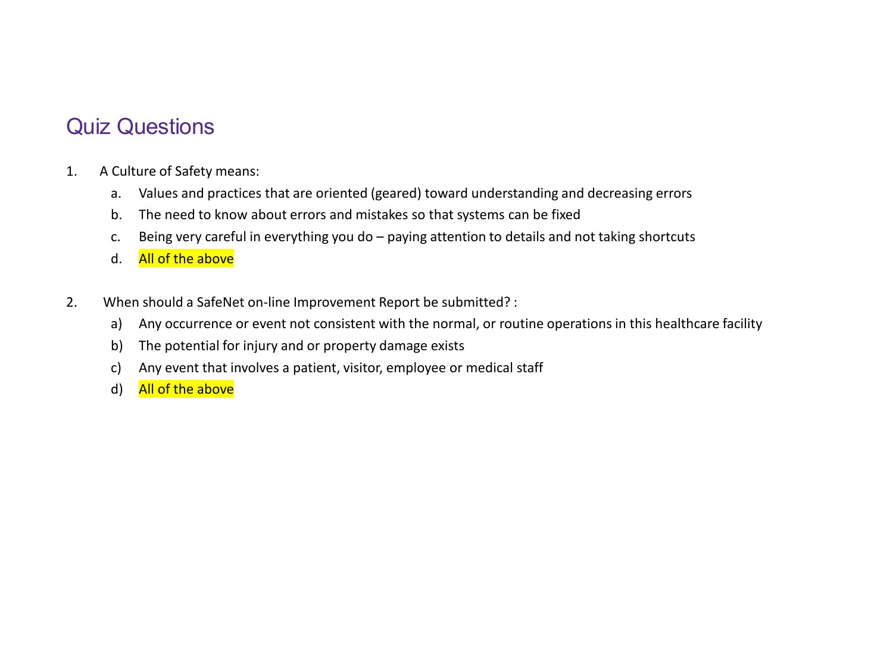## Quiz Questions

1. A Culture of Safety means:
   a. Values and practices that are oriented (geared) toward understanding and decreasing errors
   b. The need to know about errors and mistakes so that systems can be fixed
   c. Being very careful in everything you do – paying attention to details and not taking shortcuts
   d. All of the above

2. When should a SafeNet on-line Improvement Report be submitted? :
   a) Any occurrence or event not consistent with the normal, or routine operations in this healthcare facility
   b) The potential for injury and or property damage exists
   c) Any event that involves a patient, visitor, employee or medical staff
   d) All of the above